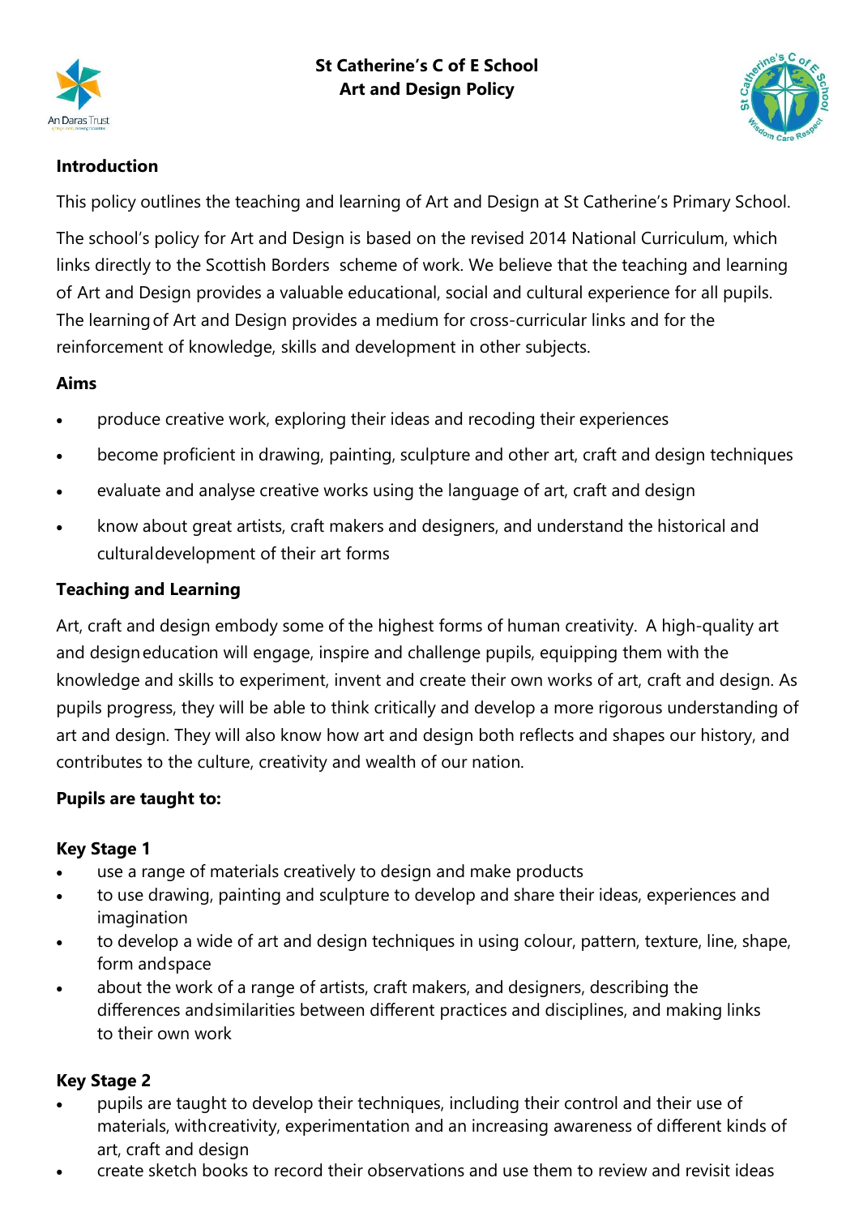# St Catherine's C of E School
# Art and Design Policy

## Introduction

This policy outlines the teaching and learning of Art and Design at St Catherine's Primary School.

The school's policy for Art and Design is based on the revised 2014 National Curriculum, which links directly to the Scottish Borders scheme of work. We believe that the teaching and learning of Art and Design provides a valuable educational, social and cultural experience for all pupils. The learning of Art and Design provides a medium for cross-curricular links and for the reinforcement of knowledge, skills and development in other subjects.

## Aims

- produce creative work, exploring their ideas and recoding their experiences
- become proficient in drawing, painting, sculpture and other art, craft and design techniques
- evaluate and analyse creative works using the language of art, craft and design
- know about great artists, craft makers and designers, and understand the historical and cultural development of their art forms

## Teaching and Learning

Art, craft and design embody some of the highest forms of human creativity. A high-quality art and design education will engage, inspire and challenge pupils, equipping them with the knowledge and skills to experiment, invent and create their own works of art, craft and design. As pupils progress, they will be able to think critically and develop a more rigorous understanding of art and design. They will also know how art and design both reflects and shapes our history, and contributes to the culture, creativity and wealth of our nation.

**Pupils are taught to:**

### Key Stage 1

- use a range of materials creatively to design and make products
- to use drawing, painting and sculpture to develop and share their ideas, experiences and imagination
- to develop a wide of art and design techniques in using colour, pattern, texture, line, shape, form and space
- about the work of a range of artists, craft makers, and designers, describing the differences and similarities between different practices and disciplines, and making links to their own work

### Key Stage 2

- pupils are taught to develop their techniques, including their control and their use of materials, with creativity, experimentation and an increasing awareness of different kinds of art, craft and design
- create sketch books to record their observations and use them to review and revisit ideas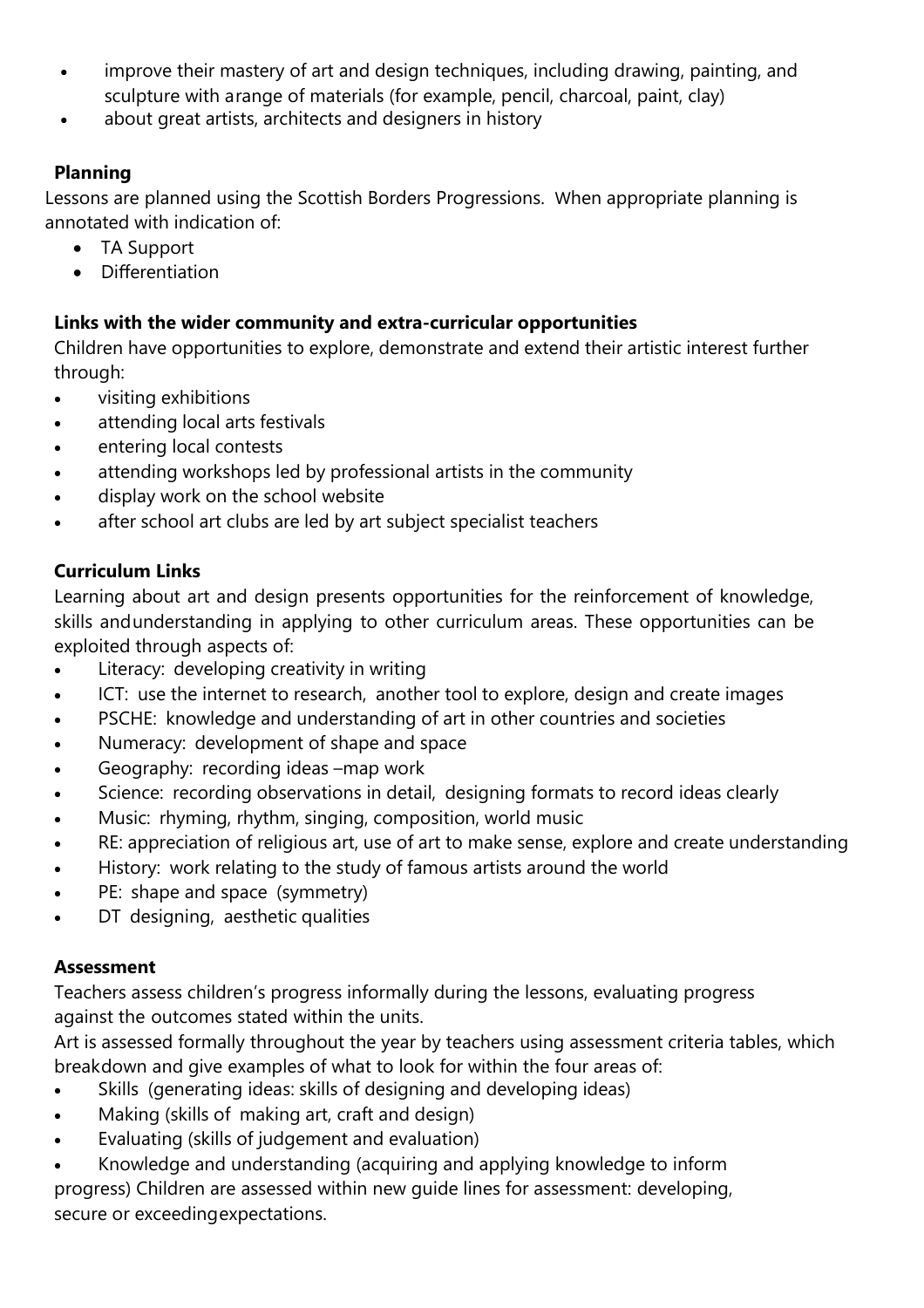- improve their mastery of art and design techniques, including drawing, painting, and sculpture with arange of materials (for example, pencil, charcoal, paint, clay)
- about great artists, architects and designers in history

**Planning**

Lessons are planned using the Scottish Borders Progressions. When appropriate planning is annotated with indication of:

- TA Support
- Differentiation

**Links with the wider community and extra-curricular opportunities**

Children have opportunities to explore, demonstrate and extend their artistic interest further through:

- visiting exhibitions
- attending local arts festivals
- entering local contests
- attending workshops led by professional artists in the community
- display work on the school website
- after school art clubs are led by art subject specialist teachers

**Curriculum Links**

Learning about art and design presents opportunities for the reinforcement of knowledge, skills andunderstanding in applying to other curriculum areas. These opportunities can be exploited through aspects of:

- Literacy: developing creativity in writing
- ICT: use the internet to research, another tool to explore, design and create images
- PSCHE: knowledge and understanding of art in other countries and societies
- Numeracy: development of shape and space
- Geography: recording ideas –map work
- Science: recording observations in detail, designing formats to record ideas clearly
- Music: rhyming, rhythm, singing, composition, world music
- RE: appreciation of religious art, use of art to make sense, explore and create understanding
- History: work relating to the study of famous artists around the world
- PE: shape and space (symmetry)
- DT designing, aesthetic qualities

**Assessment**

Teachers assess children's progress informally during the lessons, evaluating progress against the outcomes stated within the units.

Art is assessed formally throughout the year by teachers using assessment criteria tables, which breakdown and give examples of what to look for within the four areas of:

- Skills (generating ideas: skills of designing and developing ideas)
- Making (skills of making art, craft and design)
- Evaluating (skills of judgement and evaluation)
- Knowledge and understanding (acquiring and applying knowledge to inform progress) Children are assessed within new guide lines for assessment: developing, secure or exceedingexpectations.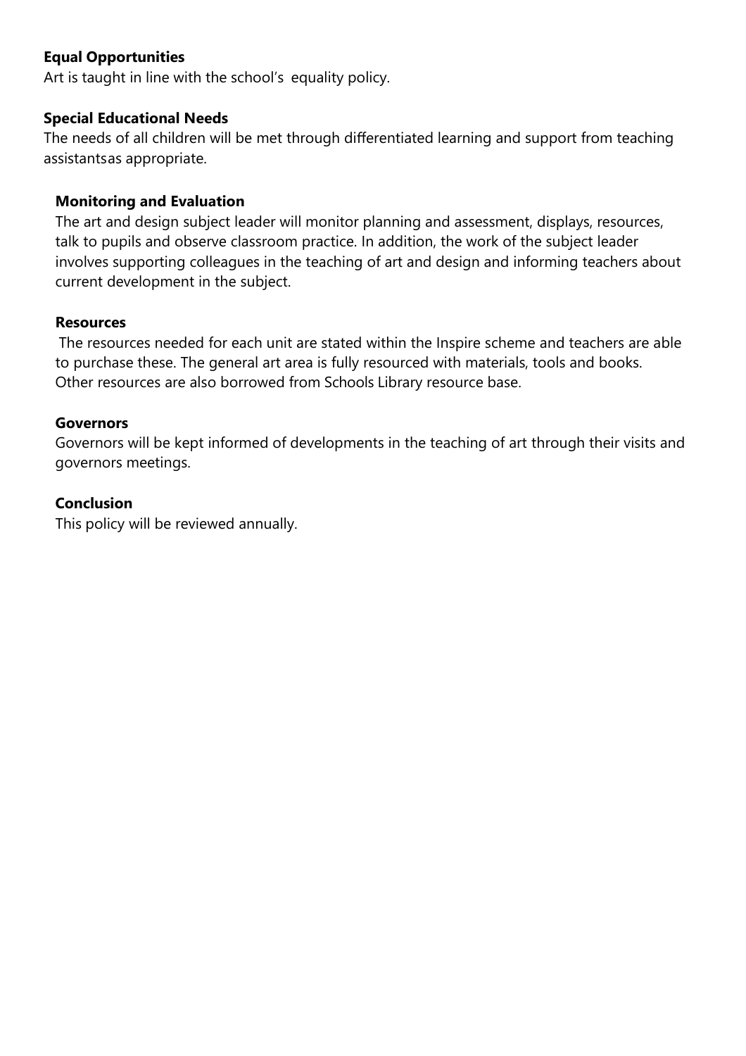**Equal Opportunities**

Art is taught in line with the school's equality policy.

**Special Educational Needs**

The needs of all children will be met through differentiated learning and support from teaching assistantsas appropriate.

**Monitoring and Evaluation**

The art and design subject leader will monitor planning and assessment, displays, resources, talk to pupils and observe classroom practice. In addition, the work of the subject leader involves supporting colleagues in the teaching of art and design and informing teachers about current development in the subject.

**Resources**

The resources needed for each unit are stated within the Inspire scheme and teachers are able to purchase these. The general art area is fully resourced with materials, tools and books. Other resources are also borrowed from Schools Library resource base.

**Governors**

Governors will be kept informed of developments in the teaching of art through their visits and governors meetings.

**Conclusion**

This policy will be reviewed annually.